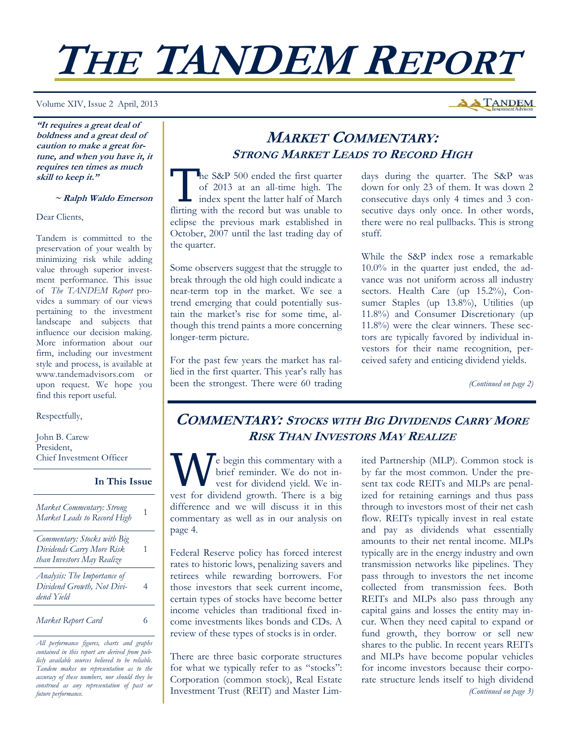# THE TANDEM REPORT

Volume XIV, Issue 2 April, 2013

***"It requires a great deal of boldness and a great deal of caution to make a great fortune, and when you have it, it requires ten times as much skill to keep it."***

***~ Ralph Waldo Emerson***

Dear Clients,

Tandem is committed to the preservation of your wealth by minimizing risk while adding value through superior investment performance. This issue of *The TANDEM Report* provides a summary of our views pertaining to the investment landscape and subjects that influence our decision making. More information about our firm, including our investment style and process, is available at www.tandemadvisors.com or upon request. We hope you find this report useful.

Respectfully,

John B. Carew
President,
Chief Investment Officer

**In This Issue**

| | |
|---|---|
| *Market Commentary: Strong Market Leads to Record High* | 1 |
| *Commentary: Stocks with Big Dividends Carry More Risk than Investors May Realize* | 1 |
| *Analysis: The Importance of Dividend Growth, Not Dividend Yield* | 4 |
| *Market Report Card* | 6 |

*All performance figures, charts and graphs contained in this report are derived from publicly available sources believed to be reliable. Tandem makes no representation as to the accuracy of these numbers, nor should they be construed as any representation of past or future performance.*

## MARKET COMMENTARY: STRONG MARKET LEADS TO RECORD HIGH

The S&P 500 ended the first quarter of 2013 at an all-time high. The index spent the latter half of March flirting with the record but was unable to eclipse the previous mark established in October, 2007 until the last trading day of the quarter.

Some observers suggest that the struggle to break through the old high could indicate a near-term top in the market. We see a trend emerging that could potentially sustain the market's rise for some time, although this trend paints a more concerning longer-term picture.

For the past few years the market has rallied in the first quarter. This year's rally has been the strongest. There were 60 trading days during the quarter. The S&P was down for only 23 of them. It was down 2 consecutive days only 4 times and 3 consecutive days only once. In other words, there were no real pullbacks. This is strong stuff.

While the S&P index rose a remarkable 10.0% in the quarter just ended, the advance was not uniform across all industry sectors. Health Care (up 15.2%), Consumer Staples (up 13.8%), Utilities (up 11.8%) and Consumer Discretionary (up 11.8%) were the clear winners. These sectors are typically favored by individual investors for their name recognition, perceived safety and enticing dividend yields.

*(Continued on page 2)*

## COMMENTARY: STOCKS WITH BIG DIVIDENDS CARRY MORE RISK THAN INVESTORS MAY REALIZE

We begin this commentary with a brief reminder. We do not invest for dividend yield. We invest for dividend growth. There is a big difference and we will discuss it in this commentary as well as in our analysis on page 4.

Federal Reserve policy has forced interest rates to historic lows, penalizing savers and retirees while rewarding borrowers. For those investors that seek current income, certain types of stocks have become better income vehicles than traditional fixed income investments likes bonds and CDs. A review of these types of stocks is in order.

There are three basic corporate structures for what we typically refer to as "stocks": Corporation (common stock), Real Estate Investment Trust (REIT) and Master Limited Partnership (MLP). Common stock is by far the most common. Under the present tax code REITs and MLPs are penalized for retaining earnings and thus pass through to investors most of their net cash flow. REITs typically invest in real estate and pay as dividends what essentially amounts to their net rental income. MLPs typically are in the energy industry and own transmission networks like pipelines. They pass through to investors the net income collected from transmission fees. Both REITs and MLPs also pass through any capital gains and losses the entity may incur. When they need capital to expand or fund growth, they borrow or sell new shares to the public. In recent years REITs and MLPs have become popular vehicles for income investors because their corporate structure lends itself to high dividend

*(Continued on page 3)*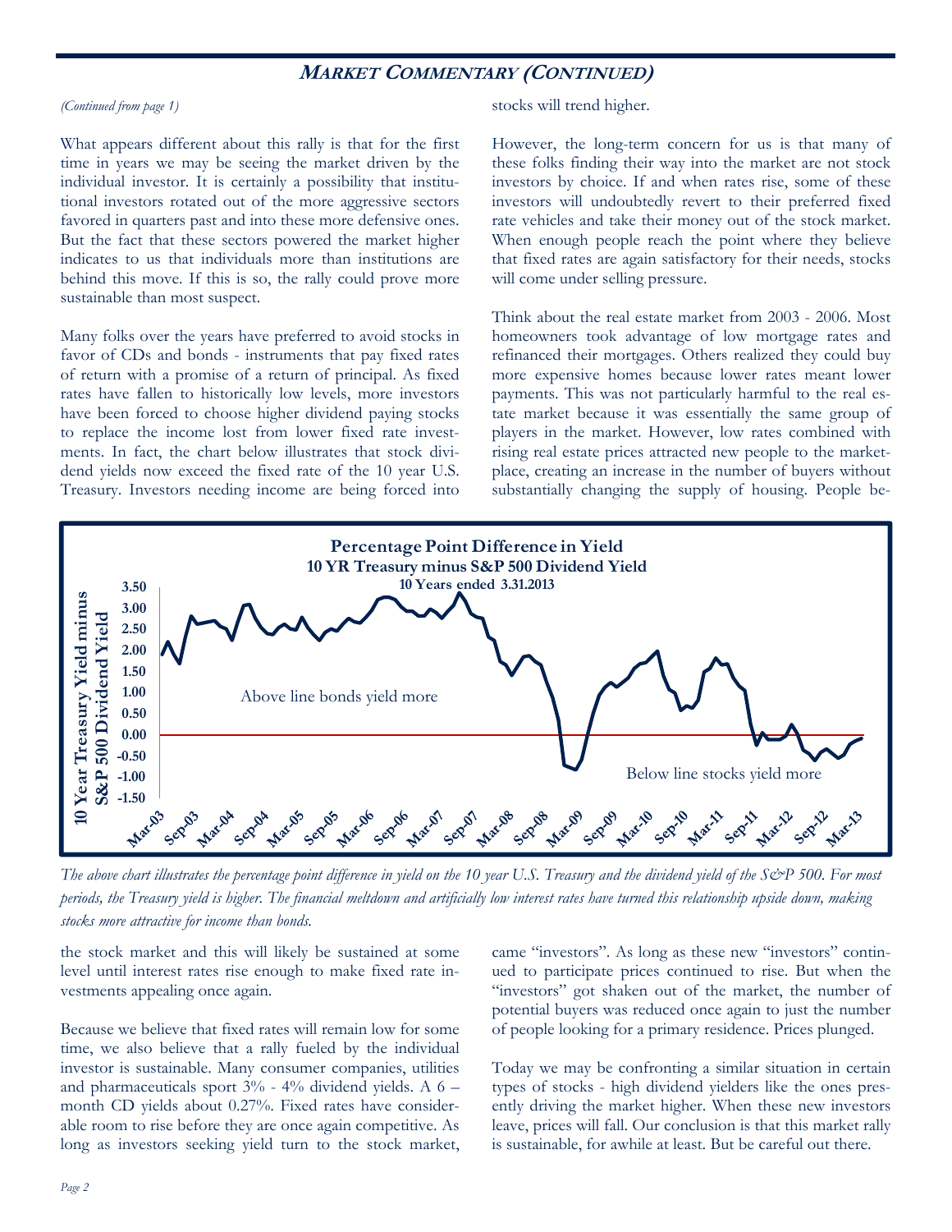## MARKET COMMENTARY (CONTINUED)

*(Continued from page 1)*

What appears different about this rally is that for the first time in years we may be seeing the market driven by the individual investor. It is certainly a possibility that institutional investors rotated out of the more aggressive sectors favored in quarters past and into these more defensive ones. But the fact that these sectors powered the market higher indicates to us that individuals more than institutions are behind this move. If this is so, the rally could prove more sustainable than most suspect.

Many folks over the years have preferred to avoid stocks in favor of CDs and bonds - instruments that pay fixed rates of return with a promise of a return of principal. As fixed rates have fallen to historically low levels, more investors have been forced to choose higher dividend paying stocks to replace the income lost from lower fixed rate investments. In fact, the chart below illustrates that stock dividend yields now exceed the fixed rate of the 10 year U.S. Treasury. Investors needing income are being forced into the stock market and this will likely be sustained at some level until interest rates rise enough to make fixed rate investments appealing once again.

Because we believe that fixed rates will remain low for some time, we also believe that a rally fueled by the individual investor is sustainable. Many consumer companies, utilities and pharmaceuticals sport 3% - 4% dividend yields. A 6 – month CD yields about 0.27%. Fixed rates have considerable room to rise before they are once again competitive. As long as investors seeking yield turn to the stock market, stocks will trend higher.

However, the long-term concern for us is that many of these folks finding their way into the market are not stock investors by choice. If and when rates rise, some of these investors will undoubtedly revert to their preferred fixed rate vehicles and take their money out of the stock market. When enough people reach the point where they believe that fixed rates are again satisfactory for their needs, stocks will come under selling pressure.

Think about the real estate market from 2003 - 2006. Most homeowners took advantage of low mortgage rates and refinanced their mortgages. Others realized they could buy more expensive homes because lower rates meant lower payments. This was not particularly harmful to the real estate market because it was essentially the same group of players in the market. However, low rates combined with rising real estate prices attracted new people to the marketplace, creating an increase in the number of buyers without substantially changing the supply of housing. People became "investors". As long as these new "investors" continued to participate prices continued to rise. But when the "investors" got shaken out of the market, the number of potential buyers was reduced once again to just the number of people looking for a primary residence. Prices plunged.

Today we may be confronting a similar situation in certain types of stocks - high dividend yielders like the ones presently driving the market higher. When these new investors leave, prices will fall. Our conclusion is that this market rally is sustainable, for awhile at least. But be careful out there.

**Percentage Point Difference in Yield**
**10 YR Treasury minus S&P 500 Dividend Yield**
**10 Years ended 3.31.2013**

Y-axis: 10 Year Treasury Yield minus S&P 500 Dividend Yield (-1.50 to 3.50)
X-axis: Mar-03 to Mar-13
Above line bonds yield more
Below line stocks yield more

*The above chart illustrates the percentage point difference in yield on the 10 year U.S. Treasury and the dividend yield of the S&P 500. For most periods, the Treasury yield is higher. The financial meltdown and artificially low interest rates have turned this relationship upside down, making stocks more attractive for income than bonds.*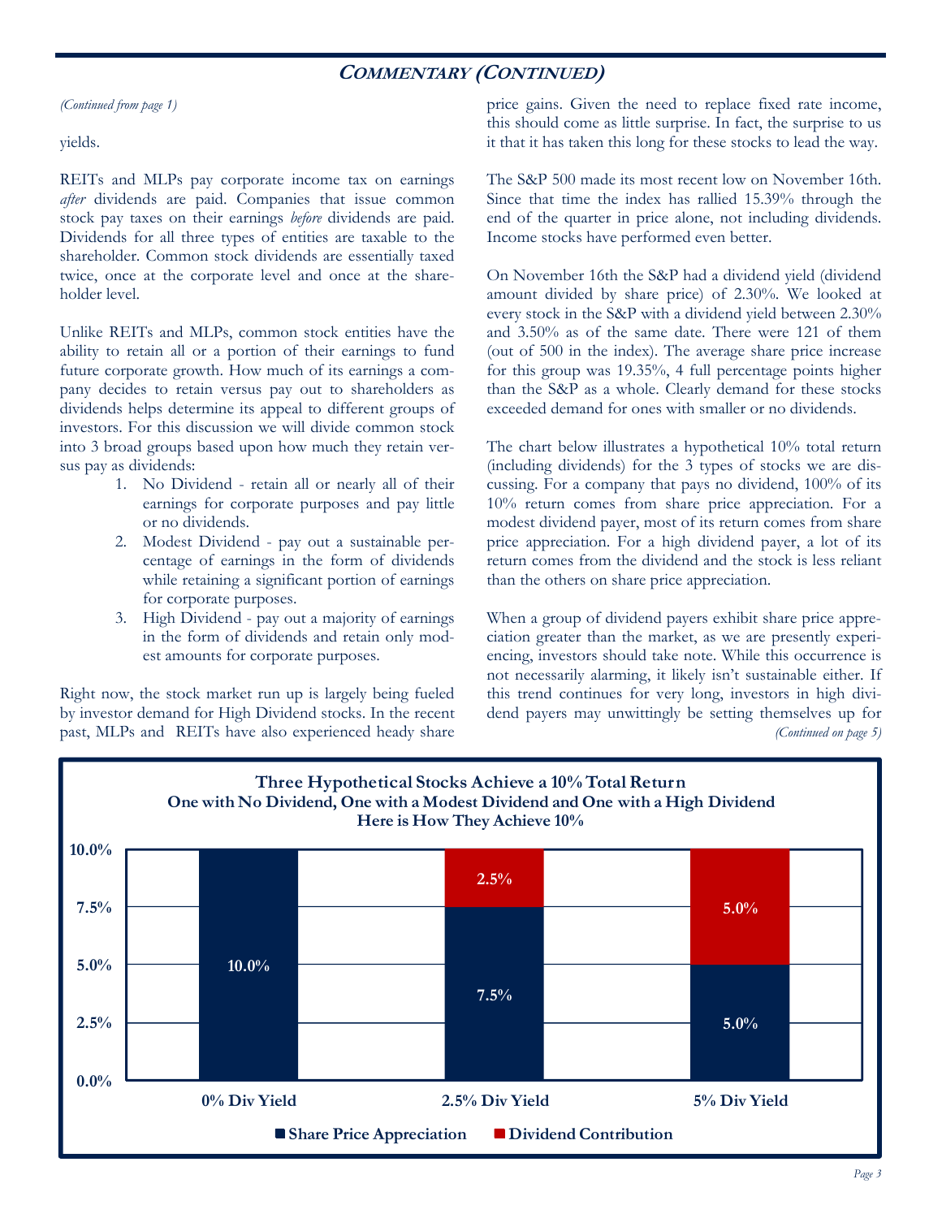## COMMENTARY (CONTINUED)

*(Continued from page 1)*

yields.

REITs and MLPs pay corporate income tax on earnings *after* dividends are paid. Companies that issue common stock pay taxes on their earnings *before* dividends are paid. Dividends for all three types of entities are taxable to the shareholder. Common stock dividends are essentially taxed twice, once at the corporate level and once at the shareholder level.

Unlike REITs and MLPs, common stock entities have the ability to retain all or a portion of their earnings to fund future corporate growth. How much of its earnings a company decides to retain versus pay out to shareholders as dividends helps determine its appeal to different groups of investors. For this discussion we will divide common stock into 3 broad groups based upon how much they retain versus pay as dividends:

1. No Dividend - retain all or nearly all of their earnings for corporate purposes and pay little or no dividends.
2. Modest Dividend - pay out a sustainable percentage of earnings in the form of dividends while retaining a significant portion of earnings for corporate purposes.
3. High Dividend - pay out a majority of earnings in the form of dividends and retain only modest amounts for corporate purposes.

Right now, the stock market run up is largely being fueled by investor demand for High Dividend stocks. In the recent past, MLPs and REITs have also experienced heady share price gains. Given the need to replace fixed rate income, this should come as little surprise. In fact, the surprise to us it that it has taken this long for these stocks to lead the way.

The S&P 500 made its most recent low on November 16th. Since that time the index has rallied 15.39% through the end of the quarter in price alone, not including dividends. Income stocks have performed even better.

On November 16th the S&P had a dividend yield (dividend amount divided by share price) of 2.30%. We looked at every stock in the S&P with a dividend yield between 2.30% and 3.50% as of the same date. There were 121 of them (out of 500 in the index). The average share price increase for this group was 19.35%, 4 full percentage points higher than the S&P as a whole. Clearly demand for these stocks exceeded demand for ones with smaller or no dividends.

The chart below illustrates a hypothetical 10% total return (including dividends) for the 3 types of stocks we are discussing. For a company that pays no dividend, 100% of its 10% return comes from share price appreciation. For a modest dividend payer, most of its return comes from share price appreciation. For a high dividend payer, a lot of its return comes from the dividend and the stock is less reliant than the others on share price appreciation.

When a group of dividend payers exhibit share price appreciation greater than the market, as we are presently experiencing, investors should take note. While this occurrence is not necessarily alarming, it likely isn't sustainable either. If this trend continues for very long, investors in high dividend payers may unwittingly be setting themselves up for

*(Continued on page 5)*

**Three Hypothetical Stocks Achieve a 10% Total Return**
**One with No Dividend, One with a Modest Dividend and One with a High Dividend**
**Here is How They Achieve 10%**

| | 0% Div Yield | 2.5% Div Yield | 5% Div Yield |
|---|---|---|---|
| Share Price Appreciation | 10.0% | 7.5% | 5.0% |
| Dividend Contribution | | 2.5% | 5.0% |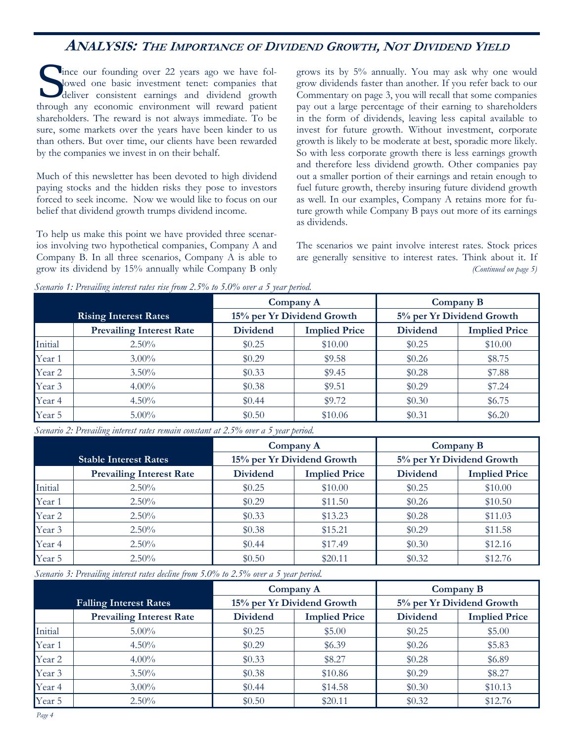## *ANALYSIS: THE IMPORTANCE OF DIVIDEND GROWTH, NOT DIVIDEND YIELD*

Since our founding over 22 years ago we have followed one basic investment tenet: companies that deliver consistent earnings and dividend growth through any economic environment will reward patient shareholders. The reward is not always immediate. To be sure, some markets over the years have been kinder to us than others. But over time, our clients have been rewarded by the companies we invest in on their behalf.

Much of this newsletter has been devoted to high dividend paying stocks and the hidden risks they pose to investors forced to seek income. Now we would like to focus on our belief that dividend growth trumps dividend income.

To help us make this point we have provided three scenarios involving two hypothetical companies, Company A and Company B. In all three scenarios, Company A is able to grow its dividend by 15% annually while Company B only grows its by 5% annually. You may ask why one would grow dividends faster than another. If you refer back to our Commentary on page 3, you will recall that some companies pay out a large percentage of their earning to shareholders in the form of dividends, leaving less capital available to invest for future growth. Without investment, corporate growth is likely to be moderate at best, sporadic more likely. So with less corporate growth there is less earnings growth and therefore less dividend growth. Other companies pay out a smaller portion of their earnings and retain enough to fuel future growth, thereby insuring future dividend growth as well. In our examples, Company A retains more for future growth while Company B pays out more of its earnings as dividends.

The scenarios we paint involve interest rates. Stock prices are generally sensitive to interest rates. Think about it. If

*(Continued on page 5)*

*Scenario 1: Prevailing interest rates rise from 2.5% to 5.0% over a 5 year period.*

| | **Rising Interest Rates** | **Company A** 15% per Yr Dividend Growth | | **Company B** 5% per Yr Dividend Growth | |
|---|---|---|---|---|---|
| | **Prevailing Interest Rate** | **Dividend** | **Implied Price** | **Dividend** | **Implied Price** |
| Initial | 2.50% | $0.25 | $10.00 | $0.25 | $10.00 |
| Year 1 | 3.00% | $0.29 | $9.58 | $0.26 | $8.75 |
| Year 2 | 3.50% | $0.33 | $9.45 | $0.28 | $7.88 |
| Year 3 | 4.00% | $0.38 | $9.51 | $0.29 | $7.24 |
| Year 4 | 4.50% | $0.44 | $9.72 | $0.30 | $6.75 |
| Year 5 | 5.00% | $0.50 | $10.06 | $0.31 | $6.20 |

*Scenario 2: Prevailing interest rates remain constant at 2.5% over a 5 year period.*

| | **Stable Interest Rates** | **Company A** 15% per Yr Dividend Growth | | **Company B** 5% per Yr Dividend Growth | |
|---|---|---|---|---|---|
| | **Prevailing Interest Rate** | **Dividend** | **Implied Price** | **Dividend** | **Implied Price** |
| Initial | 2.50% | $0.25 | $10.00 | $0.25 | $10.00 |
| Year 1 | 2.50% | $0.29 | $11.50 | $0.26 | $10.50 |
| Year 2 | 2.50% | $0.33 | $13.23 | $0.28 | $11.03 |
| Year 3 | 2.50% | $0.38 | $15.21 | $0.29 | $11.58 |
| Year 4 | 2.50% | $0.44 | $17.49 | $0.30 | $12.16 |
| Year 5 | 2.50% | $0.50 | $20.11 | $0.32 | $12.76 |

*Scenario 3: Prevailing interest rates decline from 5.0% to 2.5% over a 5 year period.*

| | **Falling Interest Rates** | **Company A** 15% per Yr Dividend Growth | | **Company B** 5% per Yr Dividend Growth | |
|---|---|---|---|---|---|
| | **Prevailing Interest Rate** | **Dividend** | **Implied Price** | **Dividend** | **Implied Price** |
| Initial | 5.00% | $0.25 | $5.00 | $0.25 | $5.00 |
| Year 1 | 4.50% | $0.29 | $6.39 | $0.26 | $5.83 |
| Year 2 | 4.00% | $0.33 | $8.27 | $0.28 | $6.89 |
| Year 3 | 3.50% | $0.38 | $10.86 | $0.29 | $8.27 |
| Year 4 | 3.00% | $0.44 | $14.58 | $0.30 | $10.13 |
| Year 5 | 2.50% | $0.50 | $20.11 | $0.32 | $12.76 |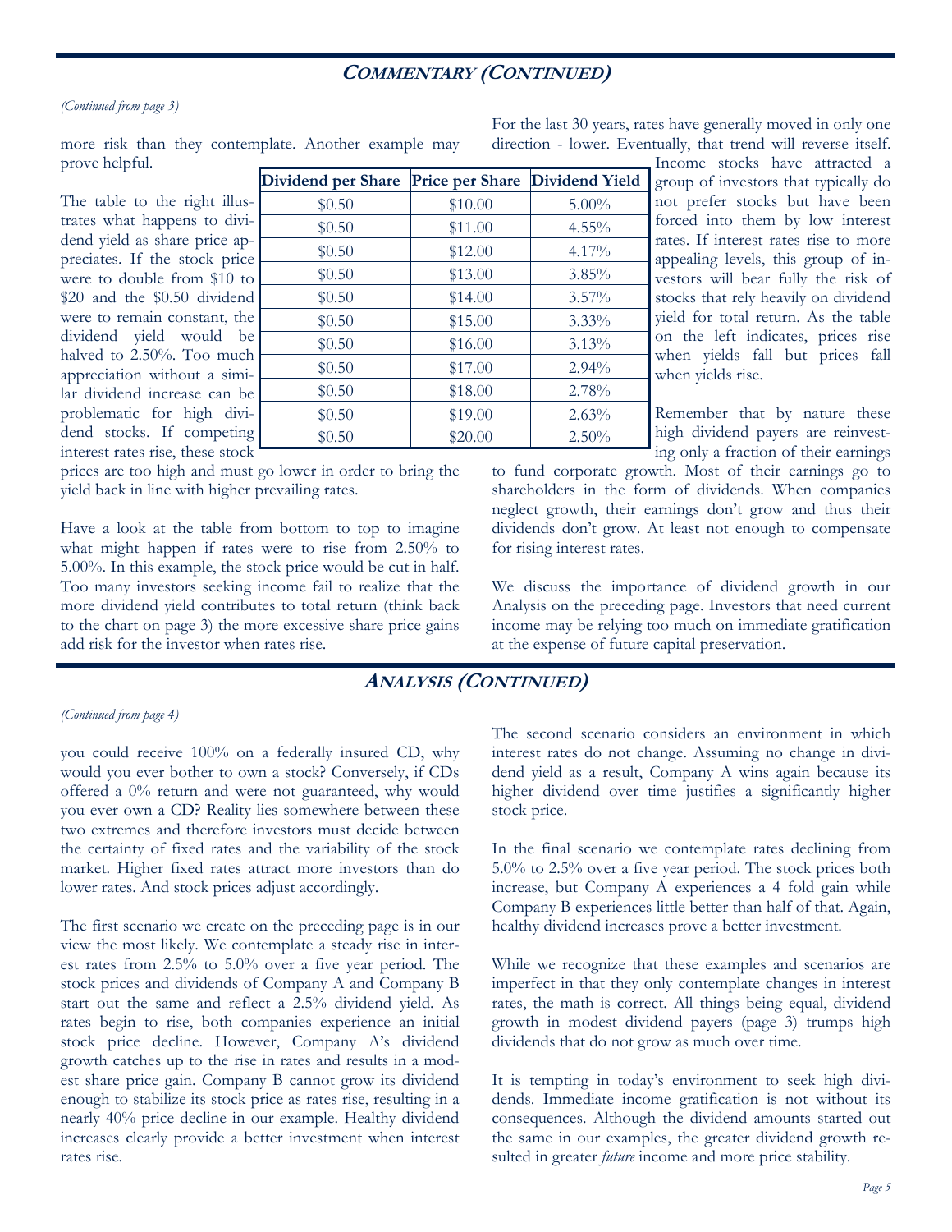## Commentary (Continued)

*(Continued from page 3)*

more risk than they contemplate. Another example may prove helpful.

The table to the right illustrates what happens to dividend yield as share price appreciates. If the stock price were to double from $10 to $20 and the $0.50 dividend were to remain constant, the dividend yield would be halved to 2.50%. Too much appreciation without a similar dividend increase can be problematic for high dividend stocks. If competing interest rates rise, these stock prices are too high and must go lower in order to bring the yield back in line with higher prevailing rates.

| Dividend per Share | Price per Share | Dividend Yield |
|---|---|---|
| $0.50 | $10.00 | 5.00% |
| $0.50 | $11.00 | 4.55% |
| $0.50 | $12.00 | 4.17% |
| $0.50 | $13.00 | 3.85% |
| $0.50 | $14.00 | 3.57% |
| $0.50 | $15.00 | 3.33% |
| $0.50 | $16.00 | 3.13% |
| $0.50 | $17.00 | 2.94% |
| $0.50 | $18.00 | 2.78% |
| $0.50 | $19.00 | 2.63% |
| $0.50 | $20.00 | 2.50% |

Have a look at the table from bottom to top to imagine what might happen if rates were to rise from 2.50% to 5.00%. In this example, the stock price would be cut in half. Too many investors seeking income fail to realize that the more dividend yield contributes to total return (think back to the chart on page 3) the more excessive share price gains add risk for the investor when rates rise.

For the last 30 years, rates have generally moved in only one direction - lower. Eventually, that trend will reverse itself. Income stocks have attracted a group of investors that typically do not prefer stocks but have been forced into them by low interest rates. If interest rates rise to more appealing levels, this group of investors will bear fully the risk of stocks that rely heavily on dividend yield for total return. As the table on the left indicates, prices rise when yields fall but prices fall when yields rise.

Remember that by nature these high dividend payers are reinvesting only a fraction of their earnings to fund corporate growth. Most of their earnings go to shareholders in the form of dividends. When companies neglect growth, their earnings don't grow and thus their dividends don't grow. At least not enough to compensate for rising interest rates.

We discuss the importance of dividend growth in our Analysis on the preceding page. Investors that need current income may be relying too much on immediate gratification at the expense of future capital preservation.

## Analysis (Continued)

*(Continued from page 4)*

you could receive 100% on a federally insured CD, why would you ever bother to own a stock? Conversely, if CDs offered a 0% return and were not guaranteed, why would you ever own a CD? Reality lies somewhere between these two extremes and therefore investors must decide between the certainty of fixed rates and the variability of the stock market. Higher fixed rates attract more investors than do lower rates. And stock prices adjust accordingly.

The first scenario we create on the preceding page is in our view the most likely. We contemplate a steady rise in interest rates from 2.5% to 5.0% over a five year period. The stock prices and dividends of Company A and Company B start out the same and reflect a 2.5% dividend yield. As rates begin to rise, both companies experience an initial stock price decline. However, Company A's dividend growth catches up to the rise in rates and results in a modest share price gain. Company B cannot grow its dividend enough to stabilize its stock price as rates rise, resulting in a nearly 40% price decline in our example. Healthy dividend increases clearly provide a better investment when interest rates rise.

The second scenario considers an environment in which interest rates do not change. Assuming no change in dividend yield as a result, Company A wins again because its higher dividend over time justifies a significantly higher stock price.

In the final scenario we contemplate rates declining from 5.0% to 2.5% over a five year period. The stock prices both increase, but Company A experiences a 4 fold gain while Company B experiences little better than half of that. Again, healthy dividend increases prove a better investment.

While we recognize that these examples and scenarios are imperfect in that they only contemplate changes in interest rates, the math is correct. All things being equal, dividend growth in modest dividend payers (page 3) trumps high dividends that do not grow as much over time.

It is tempting in today's environment to seek high dividends. Immediate income gratification is not without its consequences. Although the dividend amounts started out the same in our examples, the greater dividend growth resulted in greater *future* income and more price stability.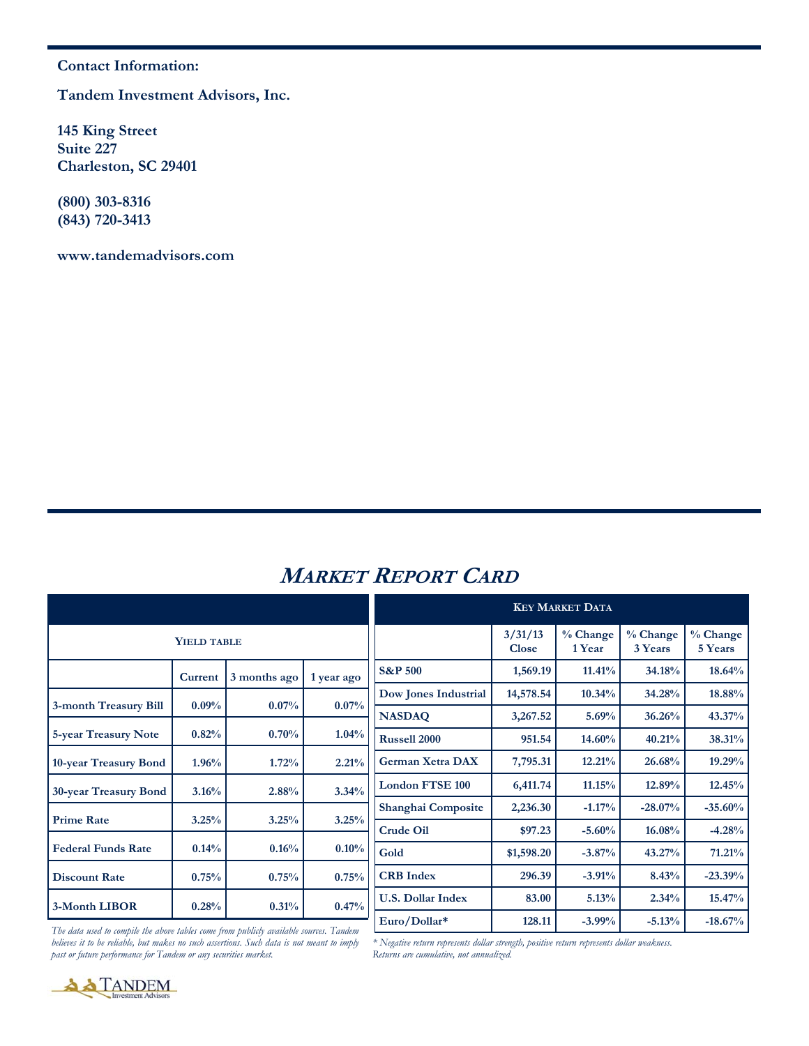**Contact Information:**

**Tandem Investment Advisors, Inc.**

**145 King Street**
**Suite 227**
**Charleston, SC 29401**

**(800) 303-8316**
**(843) 720-3413**

**www.tandemadvisors.com**

# *Market Report Card*

**Yield Table**

| | Current | 3 months ago | 1 year ago |
|---|---|---|---|
| 3-month Treasury Bill | 0.09% | 0.07% | 0.07% |
| 5-year Treasury Note | 0.82% | 0.70% | 1.04% |
| 10-year Treasury Bond | 1.96% | 1.72% | 2.21% |
| 30-year Treasury Bond | 3.16% | 2.88% | 3.34% |
| Prime Rate | 3.25% | 3.25% | 3.25% |
| Federal Funds Rate | 0.14% | 0.16% | 0.10% |
| Discount Rate | 0.75% | 0.75% | 0.75% |
| 3-Month LIBOR | 0.28% | 0.31% | 0.47% |

*The data used to compile the above tables come from publicly available sources. Tandem believes it to be reliable, but makes no such assertions. Such data is not meant to imply past or future performance for Tandem or any securities market.*

**Key Market Data**

| | 3/31/13 Close | % Change 1 Year | % Change 3 Years | % Change 5 Years |
|---|---|---|---|---|
| S&P 500 | 1,569.19 | 11.41% | 34.18% | 18.64% |
| Dow Jones Industrial | 14,578.54 | 10.34% | 34.28% | 18.88% |
| NASDAQ | 3,267.52 | 5.69% | 36.26% | 43.37% |
| Russell 2000 | 951.54 | 14.60% | 40.21% | 38.31% |
| German Xetra DAX | 7,795.31 | 12.21% | 26.68% | 19.29% |
| London FTSE 100 | 6,411.74 | 11.15% | 12.89% | 12.45% |
| Shanghai Composite | 2,236.30 | -1.17% | -28.07% | -35.60% |
| Crude Oil | $97.23 | -5.60% | 16.08% | -4.28% |
| Gold | $1,598.20 | -3.87% | 43.27% | 71.21% |
| CRB Index | 296.39 | -3.91% | 8.43% | -23.39% |
| U.S. Dollar Index | 83.00 | 5.13% | 2.34% | 15.47% |
| Euro/Dollar* | 128.11 | -3.99% | -5.13% | -18.67% |

*\* Negative return represents dollar strength, positive return represents dollar weakness. Returns are cumulative, not annualized.*

Tandem Investment Advisors